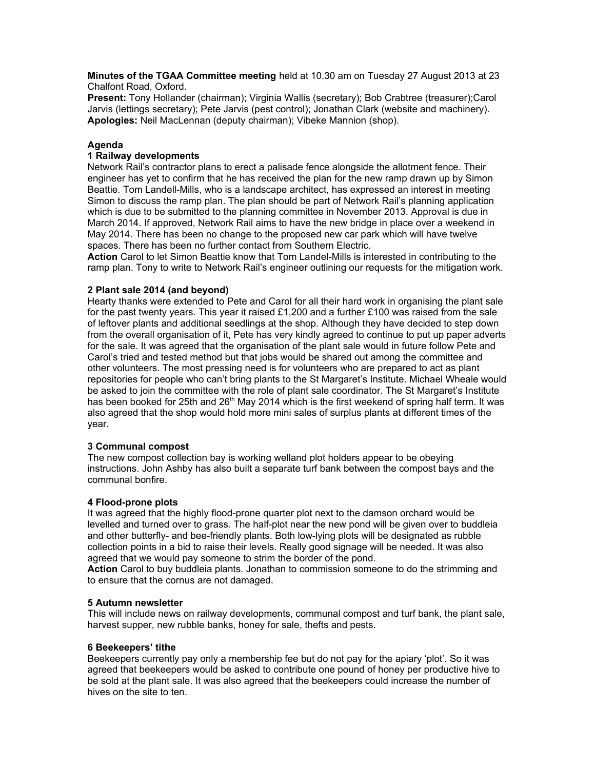**Minutes of the TGAA Committee meeting** held at 10.30 am on Tuesday 27 August 2013 at 23 Chalfont Road, Oxford.

**Present:** Tony Hollander (chairman); Virginia Wallis (secretary); Bob Crabtree (treasurer);Carol Jarvis (lettings secretary); Pete Jarvis (pest control); Jonathan Clark (website and machinery).

**Apologies:** Neil MacLennan (deputy chairman); Vibeke Mannion (shop).

## Agenda

### 1 Railway developments

Network Rail's contractor plans to erect a palisade fence alongside the allotment fence. Their engineer has yet to confirm that he has received the plan for the new ramp drawn up by Simon Beattie. Tom Landell-Mills, who is a landscape architect, has expressed an interest in meeting Simon to discuss the ramp plan. The plan should be part of Network Rail's planning application which is due to be submitted to the planning committee in November 2013. Approval is due in March 2014. If approved, Network Rail aims to have the new bridge in place over a weekend in May 2014. There has been no change to the proposed new car park which will have twelve spaces. There has been no further contact from Southern Electric.

**Action** Carol to let Simon Beattie know that Tom Landel-Mills is interested in contributing to the ramp plan. Tony to write to Network Rail's engineer outlining our requests for the mitigation work.

### 2 Plant sale 2014 (and beyond)

Hearty thanks were extended to Pete and Carol for all their hard work in organising the plant sale for the past twenty years. This year it raised £1,200 and a further £100 was raised from the sale of leftover plants and additional seedlings at the shop. Although they have decided to step down from the overall organisation of it, Pete has very kindly agreed to continue to put up paper adverts for the sale. It was agreed that the organisation of the plant sale would in future follow Pete and Carol's tried and tested method but that jobs would be shared out among the committee and other volunteers. The most pressing need is for volunteers who are prepared to act as plant repositories for people who can't bring plants to the St Margaret's Institute. Michael Wheale would be asked to join the committee with the role of plant sale coordinator. The St Margaret's Institute has been booked for 25th and 26th May 2014 which is the first weekend of spring half term. It was also agreed that the shop would hold more mini sales of surplus plants at different times of the year.

### 3 Communal compost

The new compost collection bay is working welland plot holders appear to be obeying instructions. John Ashby has also built a separate turf bank between the compost bays and the communal bonfire.

### 4 Flood-prone plots

It was agreed that the highly flood-prone quarter plot next to the damson orchard would be levelled and turned over to grass. The half-plot near the new pond will be given over to buddleia and other butterfly- and bee-friendly plants. Both low-lying plots will be designated as rubble collection points in a bid to raise their levels. Really good signage will be needed. It was also agreed that we would pay someone to strim the border of the pond.

**Action** Carol to buy buddleia plants. Jonathan to commission someone to do the strimming and to ensure that the cornus are not damaged.

### 5 Autumn newsletter

This will include news on railway developments, communal compost and turf bank, the plant sale, harvest supper, new rubble banks, honey for sale, thefts and pests.

### 6 Beekeepers' tithe

Beekeepers currently pay only a membership fee but do not pay for the apiary 'plot'. So it was agreed that beekeepers would be asked to contribute one pound of honey per productive hive to be sold at the plant sale. It was also agreed that the beekeepers could increase the number of hives on the site to ten.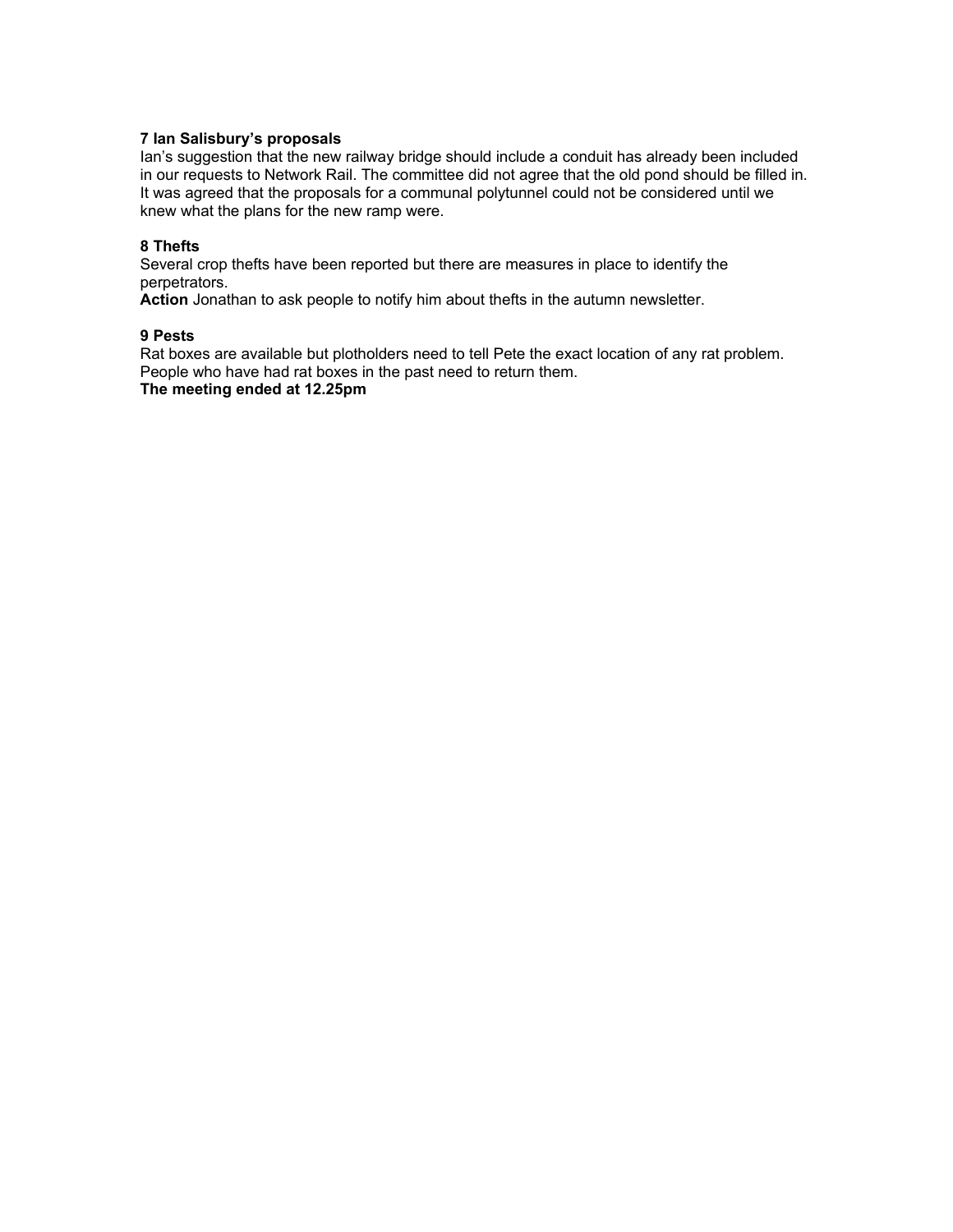**7 Ian Salisbury's proposals**
Ian's suggestion that the new railway bridge should include a conduit has already been included in our requests to Network Rail. The committee did not agree that the old pond should be filled in. It was agreed that the proposals for a communal polytunnel could not be considered until we knew what the plans for the new ramp were.

**8 Thefts**
Several crop thefts have been reported but there are measures in place to identify the perpetrators.
**Action** Jonathan to ask people to notify him about thefts in the autumn newsletter.

**9 Pests**
Rat boxes are available but plotholders need to tell Pete the exact location of any rat problem. People who have had rat boxes in the past need to return them.
**The meeting ended at 12.25pm**